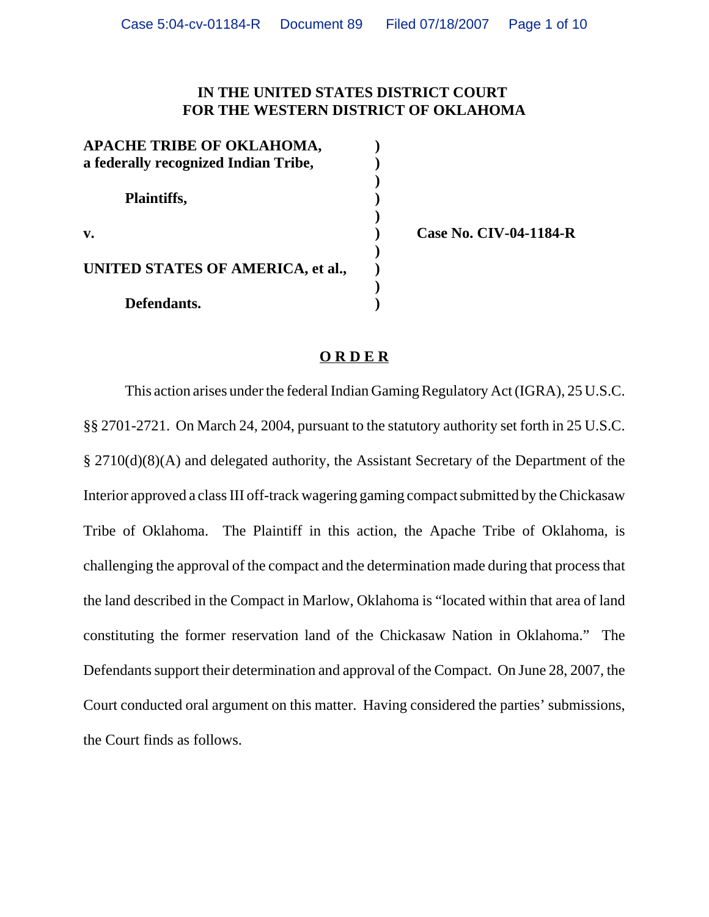**IN THE UNITED STATES DISTRICT COURT**
**FOR THE WESTERN DISTRICT OF OKLAHOMA**

| | | |
|---|---|---|
| **APACHE TRIBE OF OKLAHOMA, a federally recognized Indian Tribe,** | ) | |
| **Plaintiffs,** | ) | |
| **v.** | ) | **Case No. CIV-04-1184-R** |
| **UNITED STATES OF AMERICA, et al.,** | ) | |
| **Defendants.** | ) | |

**O R D E R**

This action arises under the federal Indian Gaming Regulatory Act (IGRA), 25 U.S.C. §§ 2701-2721. On March 24, 2004, pursuant to the statutory authority set forth in 25 U.S.C. § 2710(d)(8)(A) and delegated authority, the Assistant Secretary of the Department of the Interior approved a class III off-track wagering gaming compact submitted by the Chickasaw Tribe of Oklahoma. The Plaintiff in this action, the Apache Tribe of Oklahoma, is challenging the approval of the compact and the determination made during that process that the land described in the Compact in Marlow, Oklahoma is "located within that area of land constituting the former reservation land of the Chickasaw Nation in Oklahoma." The Defendants support their determination and approval of the Compact. On June 28, 2007, the Court conducted oral argument on this matter. Having considered the parties' submissions, the Court finds as follows.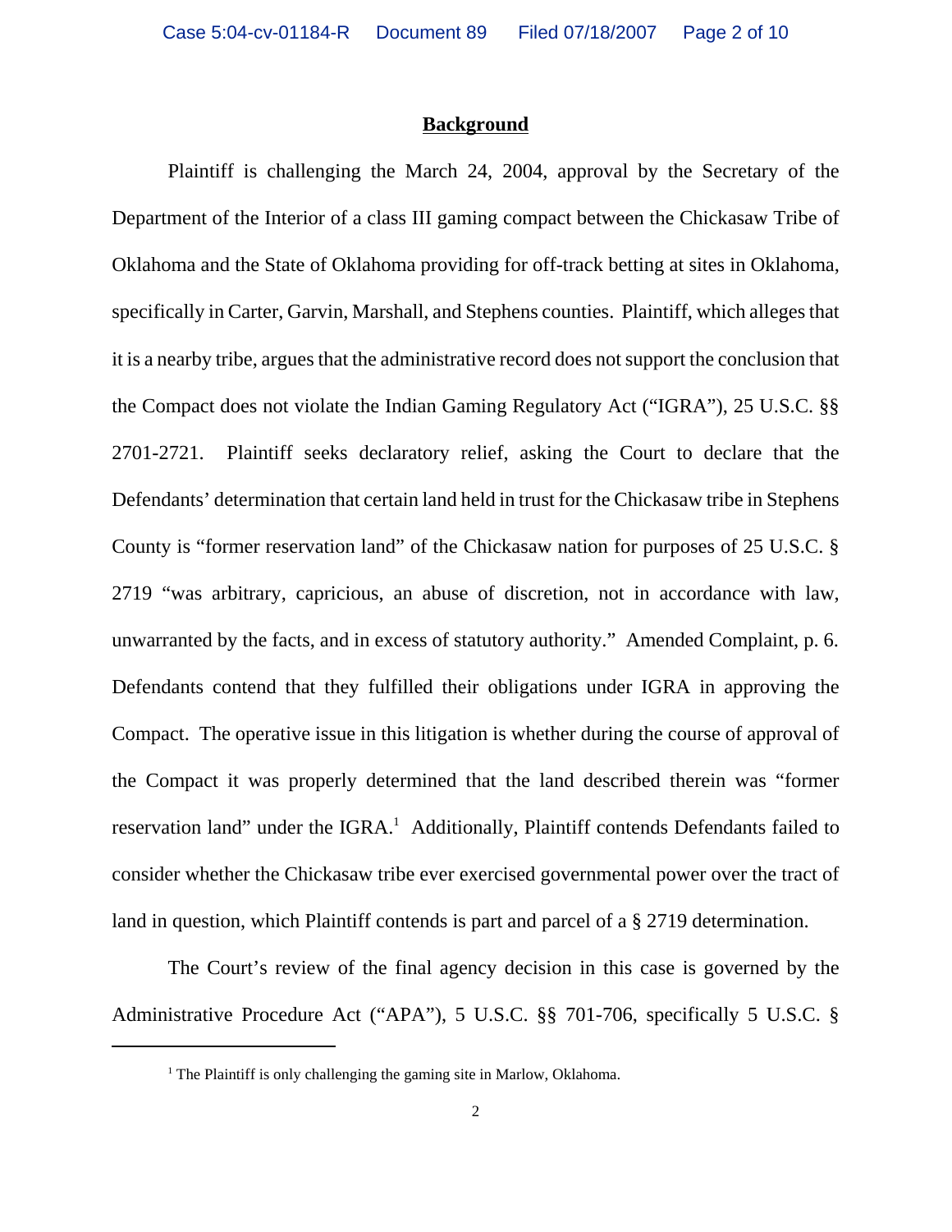## Background

Plaintiff is challenging the March 24, 2004, approval by the Secretary of the Department of the Interior of a class III gaming compact between the Chickasaw Tribe of Oklahoma and the State of Oklahoma providing for off-track betting at sites in Oklahoma, specifically in Carter, Garvin, Marshall, and Stephens counties. Plaintiff, which alleges that it is a nearby tribe, argues that the administrative record does not support the conclusion that the Compact does not violate the Indian Gaming Regulatory Act ("IGRA"), 25 U.S.C. §§ 2701-2721. Plaintiff seeks declaratory relief, asking the Court to declare that the Defendants' determination that certain land held in trust for the Chickasaw tribe in Stephens County is "former reservation land" of the Chickasaw nation for purposes of 25 U.S.C. § 2719 "was arbitrary, capricious, an abuse of discretion, not in accordance with law, unwarranted by the facts, and in excess of statutory authority." Amended Complaint, p. 6. Defendants contend that they fulfilled their obligations under IGRA in approving the Compact. The operative issue in this litigation is whether during the course of approval of the Compact it was properly determined that the land described therein was "former reservation land" under the IGRA.[1] Additionally, Plaintiff contends Defendants failed to consider whether the Chickasaw tribe ever exercised governmental power over the tract of land in question, which Plaintiff contends is part and parcel of a § 2719 determination.

The Court's review of the final agency decision in this case is governed by the Administrative Procedure Act ("APA"), 5 U.S.C. §§ 701-706, specifically 5 U.S.C. §

---

[1] The Plaintiff is only challenging the gaming site in Marlow, Oklahoma.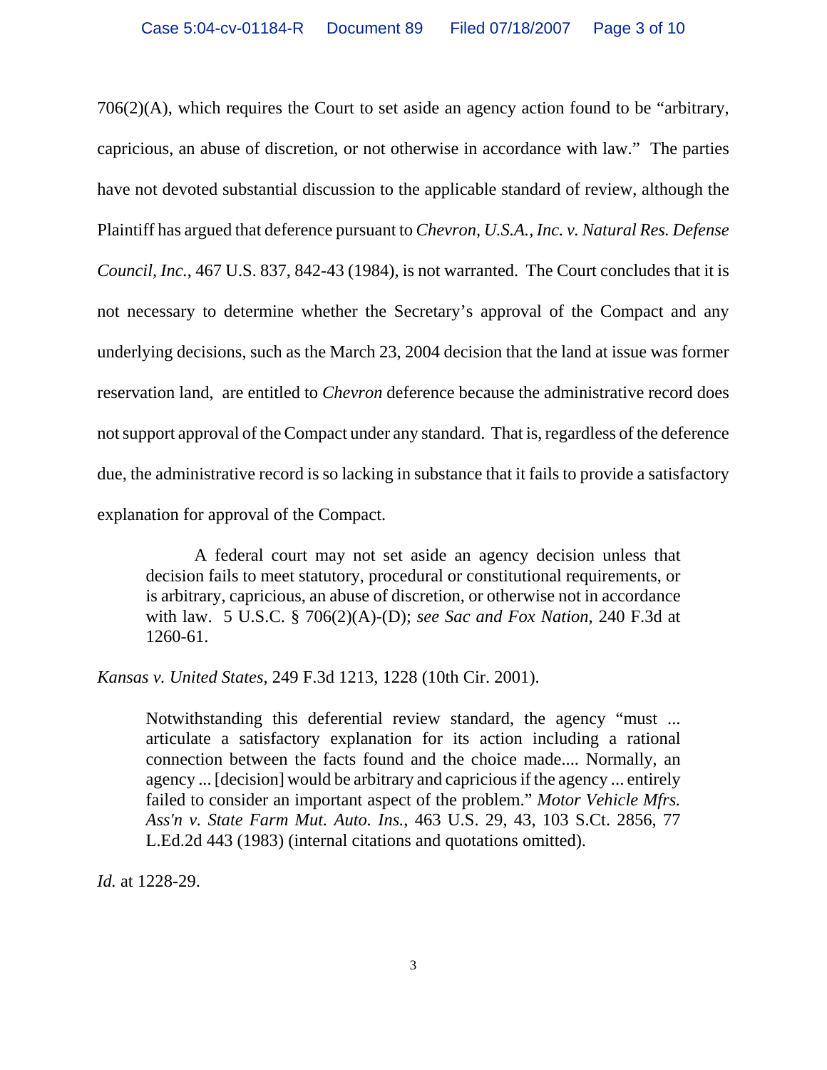706(2)(A), which requires the Court to set aside an agency action found to be "arbitrary, capricious, an abuse of discretion, or not otherwise in accordance with law." The parties have not devoted substantial discussion to the applicable standard of review, although the Plaintiff has argued that deference pursuant to *Chevron, U.S.A., Inc. v. Natural Res. Defense Council, Inc.*, 467 U.S. 837, 842-43 (1984), is not warranted. The Court concludes that it is not necessary to determine whether the Secretary's approval of the Compact and any underlying decisions, such as the March 23, 2004 decision that the land at issue was former reservation land, are entitled to *Chevron* deference because the administrative record does not support approval of the Compact under any standard. That is, regardless of the deference due, the administrative record is so lacking in substance that it fails to provide a satisfactory explanation for approval of the Compact.

> A federal court may not set aside an agency decision unless that decision fails to meet statutory, procedural or constitutional requirements, or is arbitrary, capricious, an abuse of discretion, or otherwise not in accordance with law. 5 U.S.C. § 706(2)(A)-(D); *see Sac and Fox Nation*, 240 F.3d at 1260-61.

*Kansas v. United States*, 249 F.3d 1213, 1228 (10th Cir. 2001).

> Notwithstanding this deferential review standard, the agency "must ... articulate a satisfactory explanation for its action including a rational connection between the facts found and the choice made.... Normally, an agency ... [decision] would be arbitrary and capricious if the agency ... entirely failed to consider an important aspect of the problem." *Motor Vehicle Mfrs. Ass'n v. State Farm Mut. Auto. Ins.*, 463 U.S. 29, 43, 103 S.Ct. 2856, 77 L.Ed.2d 443 (1983) (internal citations and quotations omitted).

*Id.* at 1228-29.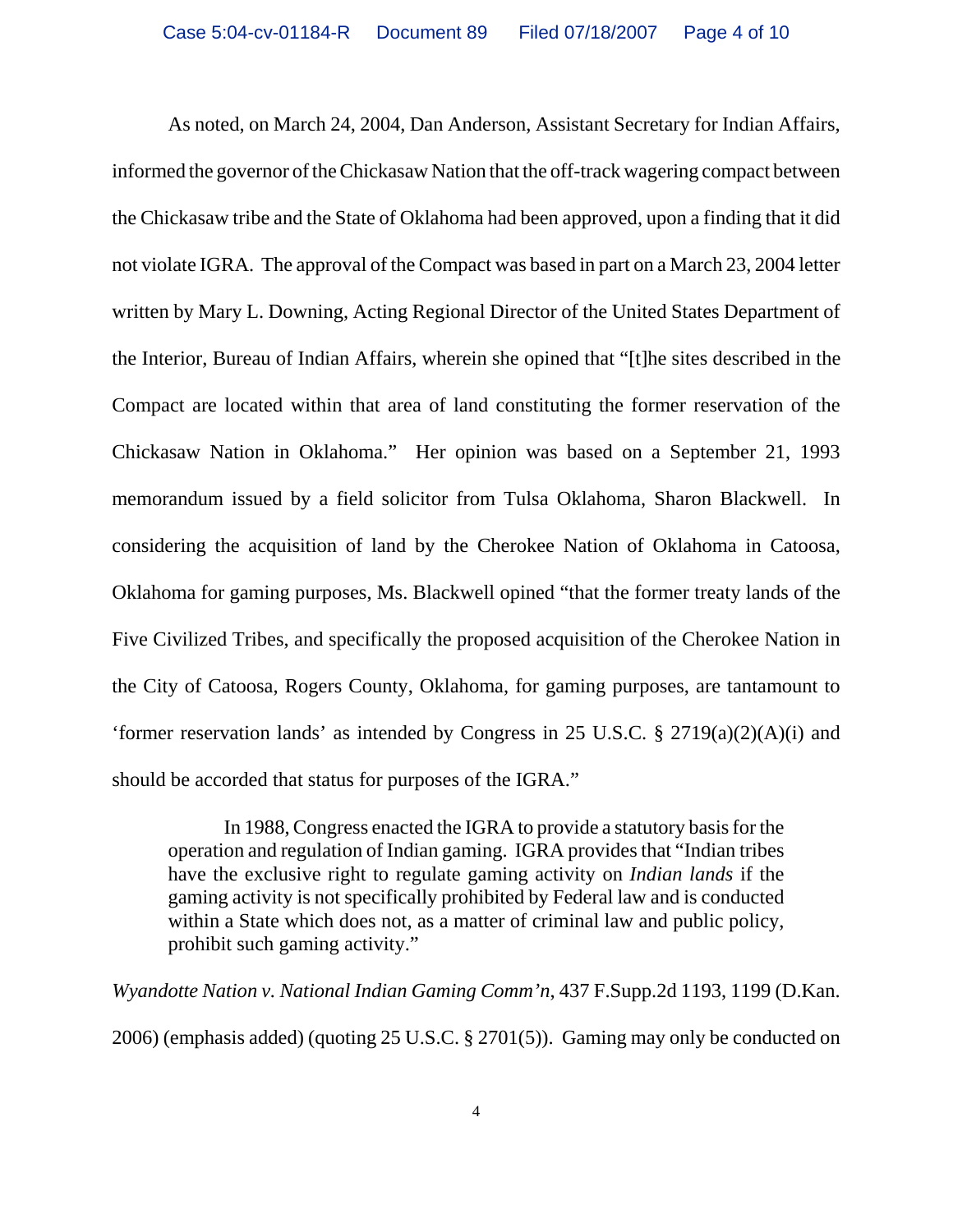As noted, on March 24, 2004, Dan Anderson, Assistant Secretary for Indian Affairs, informed the governor of the Chickasaw Nation that the off-track wagering compact between the Chickasaw tribe and the State of Oklahoma had been approved, upon a finding that it did not violate IGRA. The approval of the Compact was based in part on a March 23, 2004 letter written by Mary L. Downing, Acting Regional Director of the United States Department of the Interior, Bureau of Indian Affairs, wherein she opined that "[t]he sites described in the Compact are located within that area of land constituting the former reservation of the Chickasaw Nation in Oklahoma." Her opinion was based on a September 21, 1993 memorandum issued by a field solicitor from Tulsa Oklahoma, Sharon Blackwell. In considering the acquisition of land by the Cherokee Nation of Oklahoma in Catoosa, Oklahoma for gaming purposes, Ms. Blackwell opined "that the former treaty lands of the Five Civilized Tribes, and specifically the proposed acquisition of the Cherokee Nation in the City of Catoosa, Rogers County, Oklahoma, for gaming purposes, are tantamount to 'former reservation lands' as intended by Congress in 25 U.S.C. § 2719(a)(2)(A)(i) and should be accorded that status for purposes of the IGRA."

> In 1988, Congress enacted the IGRA to provide a statutory basis for the operation and regulation of Indian gaming. IGRA provides that "Indian tribes have the exclusive right to regulate gaming activity on *Indian lands* if the gaming activity is not specifically prohibited by Federal law and is conducted within a State which does not, as a matter of criminal law and public policy, prohibit such gaming activity."

*Wyandotte Nation v. National Indian Gaming Comm'n*, 437 F.Supp.2d 1193, 1199 (D.Kan. 2006) (emphasis added) (quoting 25 U.S.C. § 2701(5)). Gaming may only be conducted on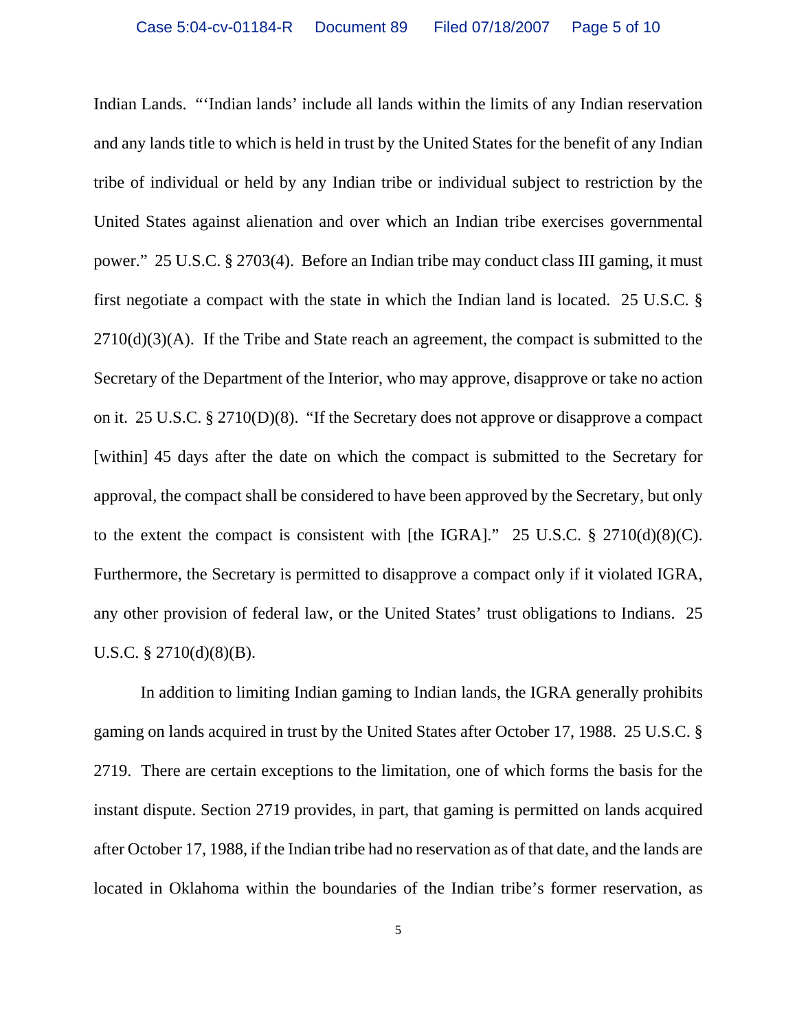Indian Lands. "'Indian lands' include all lands within the limits of any Indian reservation and any lands title to which is held in trust by the United States for the benefit of any Indian tribe of individual or held by any Indian tribe or individual subject to restriction by the United States against alienation and over which an Indian tribe exercises governmental power." 25 U.S.C. § 2703(4). Before an Indian tribe may conduct class III gaming, it must first negotiate a compact with the state in which the Indian land is located. 25 U.S.C. § 2710(d)(3)(A). If the Tribe and State reach an agreement, the compact is submitted to the Secretary of the Department of the Interior, who may approve, disapprove or take no action on it. 25 U.S.C. § 2710(D)(8). "If the Secretary does not approve or disapprove a compact [within] 45 days after the date on which the compact is submitted to the Secretary for approval, the compact shall be considered to have been approved by the Secretary, but only to the extent the compact is consistent with [the IGRA]." 25 U.S.C. § 2710(d)(8)(C). Furthermore, the Secretary is permitted to disapprove a compact only if it violated IGRA, any other provision of federal law, or the United States' trust obligations to Indians. 25 U.S.C. § 2710(d)(8)(B).

In addition to limiting Indian gaming to Indian lands, the IGRA generally prohibits gaming on lands acquired in trust by the United States after October 17, 1988. 25 U.S.C. § 2719. There are certain exceptions to the limitation, one of which forms the basis for the instant dispute. Section 2719 provides, in part, that gaming is permitted on lands acquired after October 17, 1988, if the Indian tribe had no reservation as of that date, and the lands are located in Oklahoma within the boundaries of the Indian tribe's former reservation, as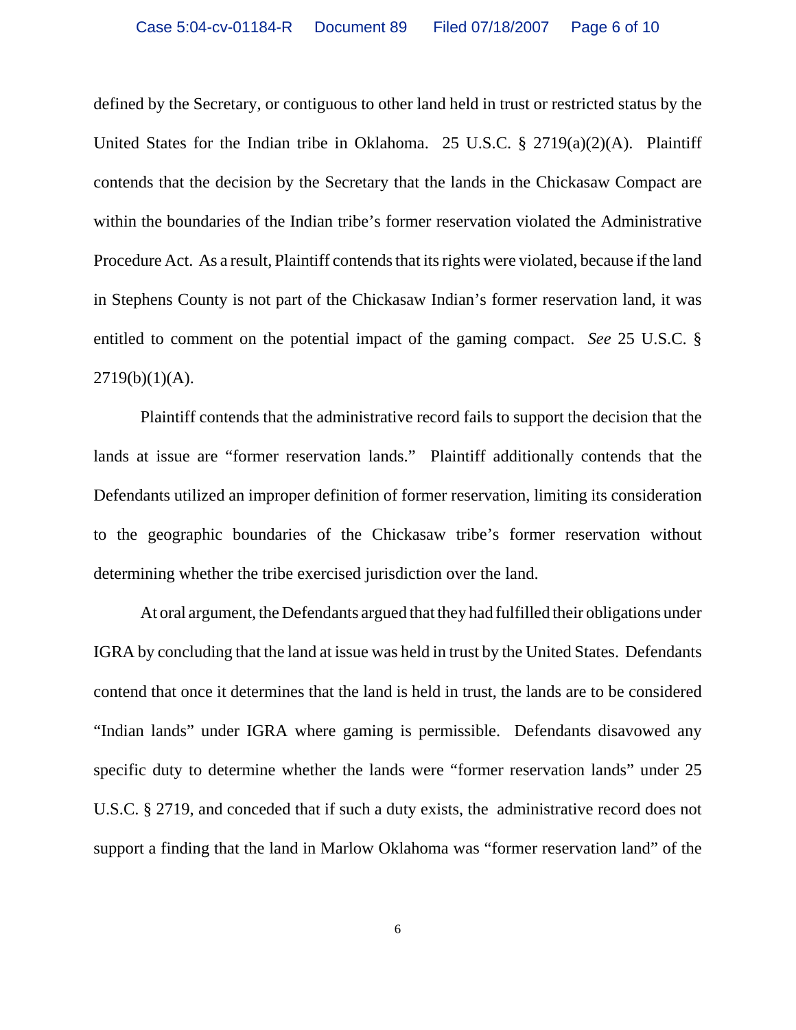defined by the Secretary, or contiguous to other land held in trust or restricted status by the United States for the Indian tribe in Oklahoma. 25 U.S.C. § 2719(a)(2)(A). Plaintiff contends that the decision by the Secretary that the lands in the Chickasaw Compact are within the boundaries of the Indian tribe's former reservation violated the Administrative Procedure Act. As a result, Plaintiff contends that its rights were violated, because if the land in Stephens County is not part of the Chickasaw Indian's former reservation land, it was entitled to comment on the potential impact of the gaming compact. *See* 25 U.S.C. § 2719(b)(1)(A).

Plaintiff contends that the administrative record fails to support the decision that the lands at issue are "former reservation lands." Plaintiff additionally contends that the Defendants utilized an improper definition of former reservation, limiting its consideration to the geographic boundaries of the Chickasaw tribe's former reservation without determining whether the tribe exercised jurisdiction over the land.

At oral argument, the Defendants argued that they had fulfilled their obligations under IGRA by concluding that the land at issue was held in trust by the United States. Defendants contend that once it determines that the land is held in trust, the lands are to be considered "Indian lands" under IGRA where gaming is permissible. Defendants disavowed any specific duty to determine whether the lands were "former reservation lands" under 25 U.S.C. § 2719, and conceded that if such a duty exists, the administrative record does not support a finding that the land in Marlow Oklahoma was "former reservation land" of the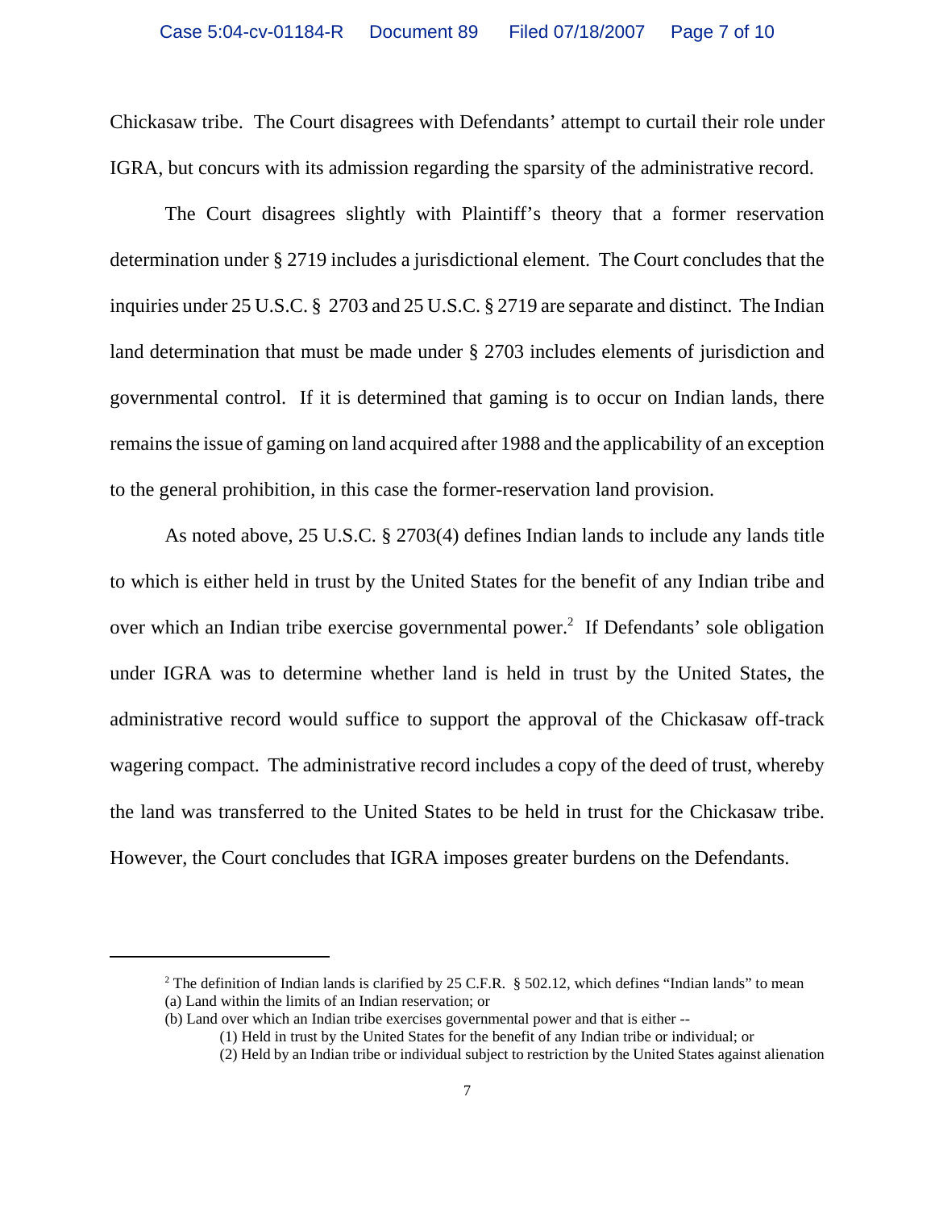Chickasaw tribe. The Court disagrees with Defendants' attempt to curtail their role under IGRA, but concurs with its admission regarding the sparsity of the administrative record.

The Court disagrees slightly with Plaintiff's theory that a former reservation determination under § 2719 includes a jurisdictional element. The Court concludes that the inquiries under 25 U.S.C. § 2703 and 25 U.S.C. § 2719 are separate and distinct. The Indian land determination that must be made under § 2703 includes elements of jurisdiction and governmental control. If it is determined that gaming is to occur on Indian lands, there remains the issue of gaming on land acquired after 1988 and the applicability of an exception to the general prohibition, in this case the former-reservation land provision.

As noted above, 25 U.S.C. § 2703(4) defines Indian lands to include any lands title to which is either held in trust by the United States for the benefit of any Indian tribe and over which an Indian tribe exercise governmental power.[2] If Defendants' sole obligation under IGRA was to determine whether land is held in trust by the United States, the administrative record would suffice to support the approval of the Chickasaw off-track wagering compact. The administrative record includes a copy of the deed of trust, whereby the land was transferred to the United States to be held in trust for the Chickasaw tribe. However, the Court concludes that IGRA imposes greater burdens on the Defendants.

---

[2] The definition of Indian lands is clarified by 25 C.F.R. § 502.12, which defines "Indian lands" to mean
(a) Land within the limits of an Indian reservation; or
(b) Land over which an Indian tribe exercises governmental power and that is either --
(1) Held in trust by the United States for the benefit of any Indian tribe or individual; or
(2) Held by an Indian tribe or individual subject to restriction by the United States against alienation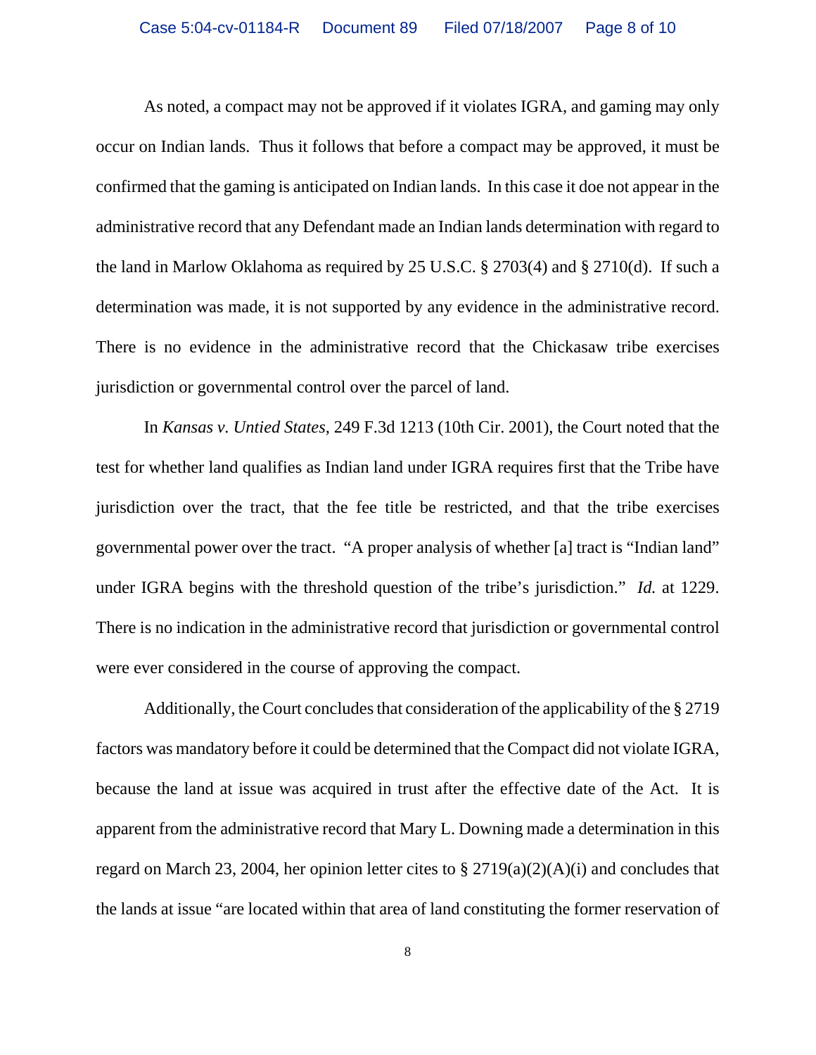As noted, a compact may not be approved if it violates IGRA, and gaming may only occur on Indian lands. Thus it follows that before a compact may be approved, it must be confirmed that the gaming is anticipated on Indian lands. In this case it doe not appear in the administrative record that any Defendant made an Indian lands determination with regard to the land in Marlow Oklahoma as required by 25 U.S.C. § 2703(4) and § 2710(d). If such a determination was made, it is not supported by any evidence in the administrative record. There is no evidence in the administrative record that the Chickasaw tribe exercises jurisdiction or governmental control over the parcel of land.

In *Kansas v. Untied States*, 249 F.3d 1213 (10th Cir. 2001), the Court noted that the test for whether land qualifies as Indian land under IGRA requires first that the Tribe have jurisdiction over the tract, that the fee title be restricted, and that the tribe exercises governmental power over the tract. "A proper analysis of whether [a] tract is "Indian land" under IGRA begins with the threshold question of the tribe's jurisdiction." *Id.* at 1229. There is no indication in the administrative record that jurisdiction or governmental control were ever considered in the course of approving the compact.

Additionally, the Court concludes that consideration of the applicability of the § 2719 factors was mandatory before it could be determined that the Compact did not violate IGRA, because the land at issue was acquired in trust after the effective date of the Act. It is apparent from the administrative record that Mary L. Downing made a determination in this regard on March 23, 2004, her opinion letter cites to § 2719(a)(2)(A)(i) and concludes that the lands at issue "are located within that area of land constituting the former reservation of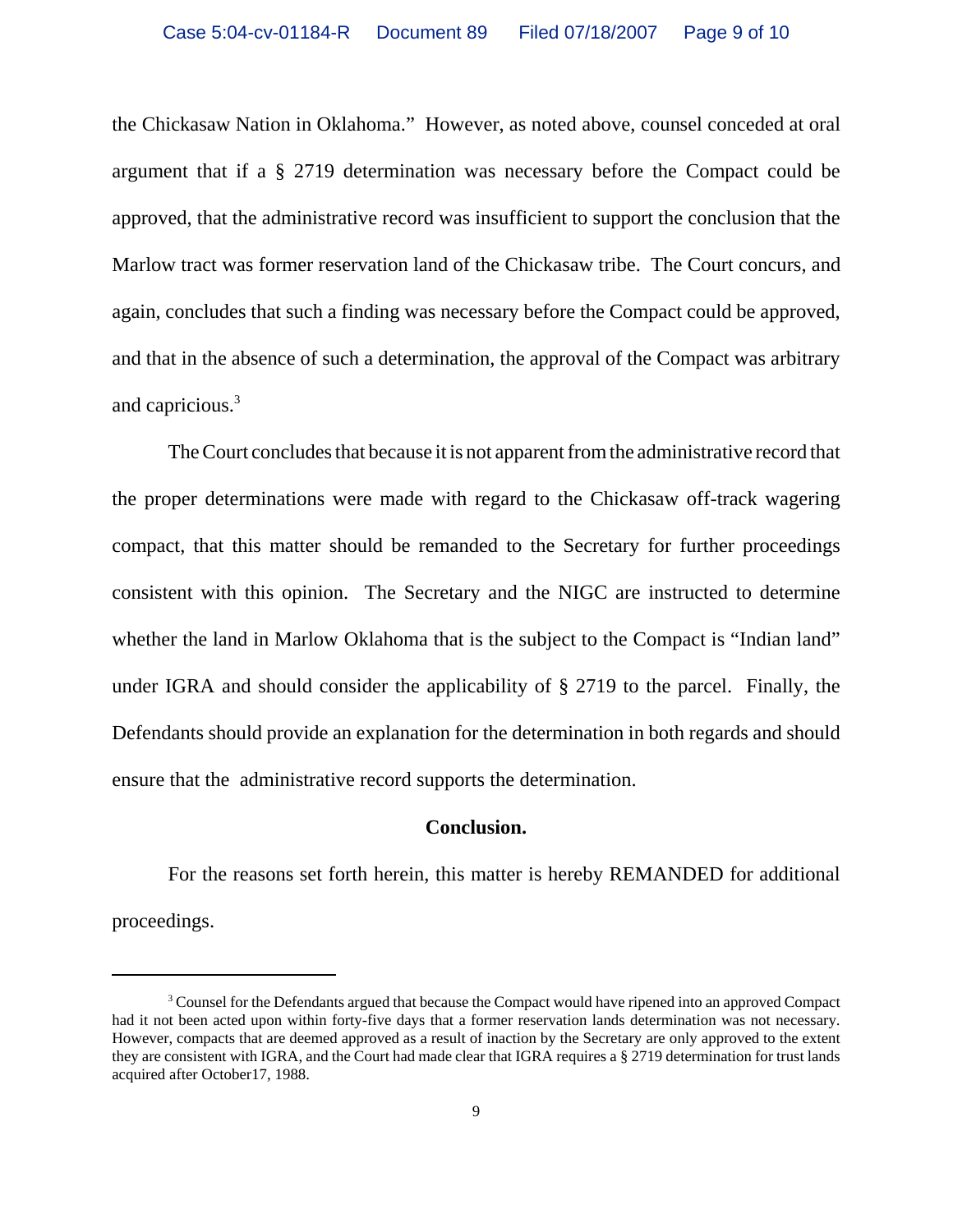the Chickasaw Nation in Oklahoma." However, as noted above, counsel conceded at oral argument that if a § 2719 determination was necessary before the Compact could be approved, that the administrative record was insufficient to support the conclusion that the Marlow tract was former reservation land of the Chickasaw tribe. The Court concurs, and again, concludes that such a finding was necessary before the Compact could be approved, and that in the absence of such a determination, the approval of the Compact was arbitrary and capricious.[3]

The Court concludes that because it is not apparent from the administrative record that the proper determinations were made with regard to the Chickasaw off-track wagering compact, that this matter should be remanded to the Secretary for further proceedings consistent with this opinion. The Secretary and the NIGC are instructed to determine whether the land in Marlow Oklahoma that is the subject to the Compact is "Indian land" under IGRA and should consider the applicability of § 2719 to the parcel. Finally, the Defendants should provide an explanation for the determination in both regards and should ensure that the administrative record supports the determination.

**Conclusion.**

For the reasons set forth herein, this matter is hereby REMANDED for additional proceedings.

---

[3] Counsel for the Defendants argued that because the Compact would have ripened into an approved Compact had it not been acted upon within forty-five days that a former reservation lands determination was not necessary. However, compacts that are deemed approved as a result of inaction by the Secretary are only approved to the extent they are consistent with IGRA, and the Court had made clear that IGRA requires a § 2719 determination for trust lands acquired after October17, 1988.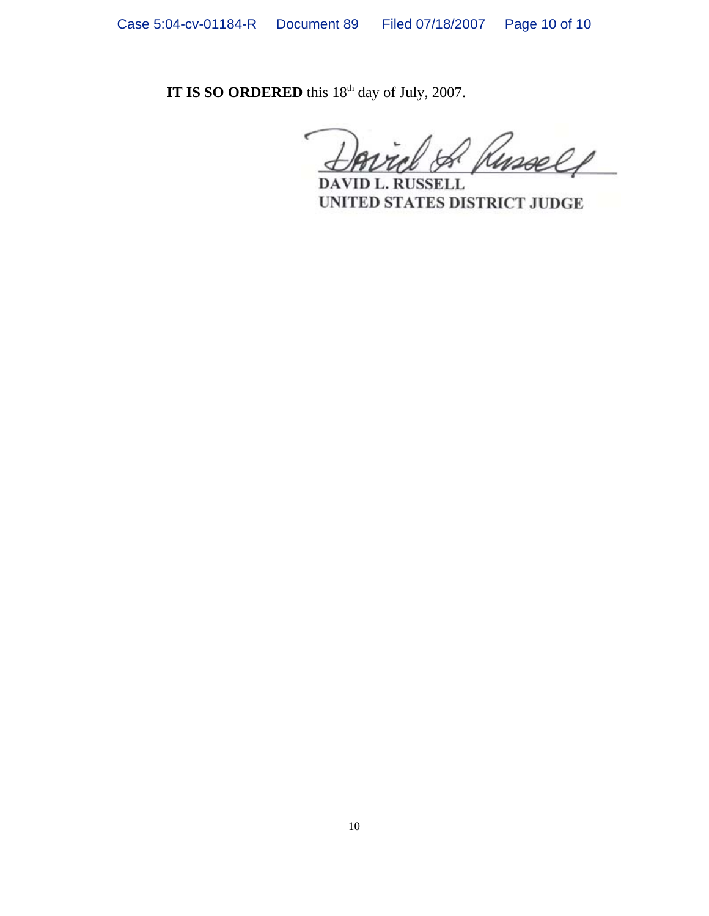**IT IS SO ORDERED** this 18th day of July, 2007.

DAVID L. RUSSELL
UNITED STATES DISTRICT JUDGE